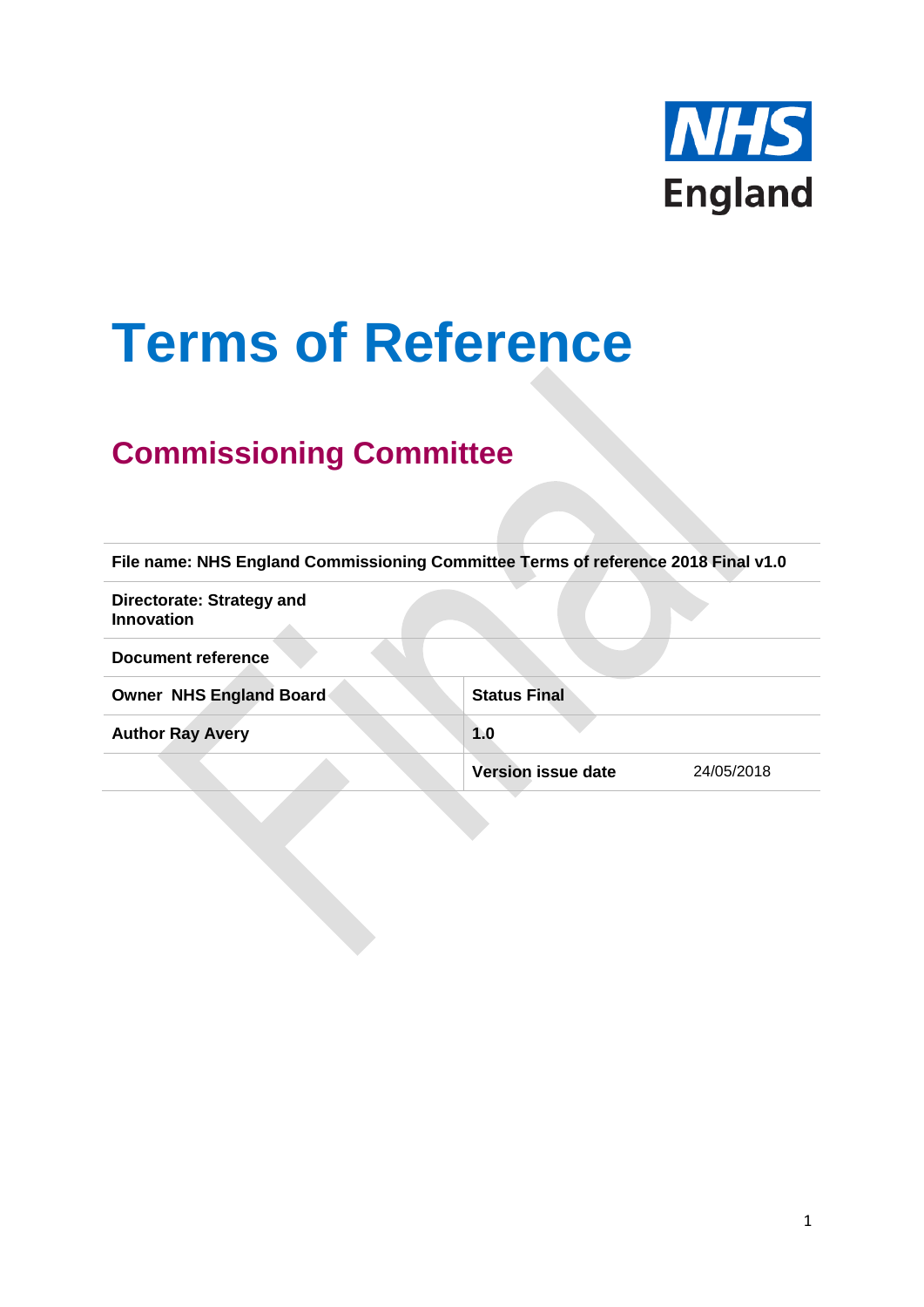NHS England

# Terms of Reference

## Commissioning Committee

| File name: NHS England Commissioning Committee Terms of reference 2018 Final v1.0 | | |
|---|---|---|
| **Directorate: Strategy and Innovation** | | |
| **Document reference** | | |
| **Owner NHS England Board** | **Status Final** | |
| **Author Ray Avery** | **1.0** | |
| | **Version issue date** | 24/05/2018 |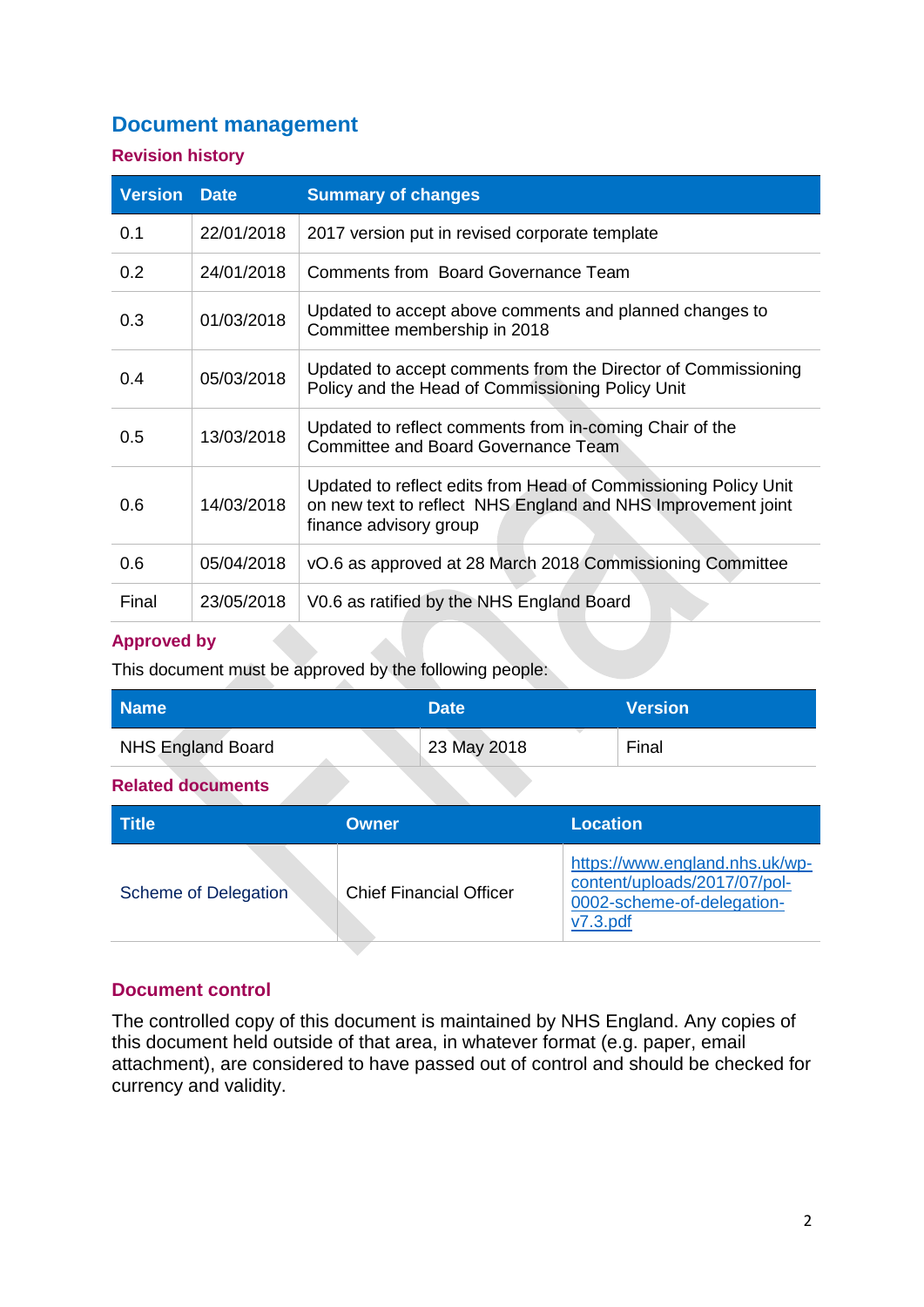## Document management

### Revision history

| Version | Date | Summary of changes |
|---|---|---|
| 0.1 | 22/01/2018 | 2017 version put in revised corporate template |
| 0.2 | 24/01/2018 | Comments from Board Governance Team |
| 0.3 | 01/03/2018 | Updated to accept above comments and planned changes to Committee membership in 2018 |
| 0.4 | 05/03/2018 | Updated to accept comments from the Director of Commissioning Policy and the Head of Commissioning Policy Unit |
| 0.5 | 13/03/2018 | Updated to reflect comments from in-coming Chair of the Committee and Board Governance Team |
| 0.6 | 14/03/2018 | Updated to reflect edits from Head of Commissioning Policy Unit on new text to reflect NHS England and NHS Improvement joint finance advisory group |
| 0.6 | 05/04/2018 | vO.6 as approved at 28 March 2018 Commissioning Committee |
| Final | 23/05/2018 | V0.6 as ratified by the NHS England Board |

### Approved by

This document must be approved by the following people:

| Name | Date | Version |
|---|---|---|
| NHS England Board | 23 May 2018 | Final |

### Related documents

| Title | Owner | Location |
|---|---|---|
| Scheme of Delegation | Chief Financial Officer | https://www.england.nhs.uk/wp-content/uploads/2017/07/pol-0002-scheme-of-delegation-v7.3.pdf |

### Document control

The controlled copy of this document is maintained by NHS England. Any copies of this document held outside of that area, in whatever format (e.g. paper, email attachment), are considered to have passed out of control and should be checked for currency and validity.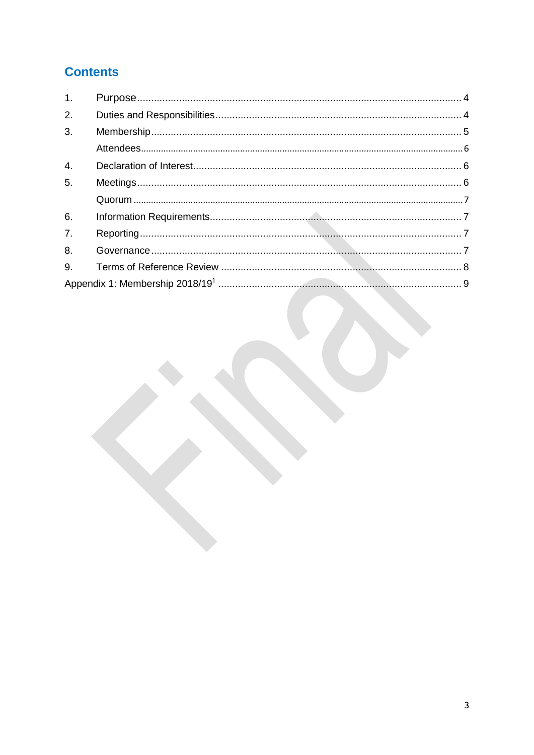# Contents

1. Purpose ... 4
2. Duties and Responsibilities ... 4
3. Membership ... 5
   Attendees ... 6
4. Declaration of Interest ... 6
5. Meetings ... 6
   Quorum ... 7
6. Information Requirements ... 7
7. Reporting ... 7
8. Governance ... 7
9. Terms of Reference Review ... 8

Appendix 1: Membership 2018/19[1] ... 9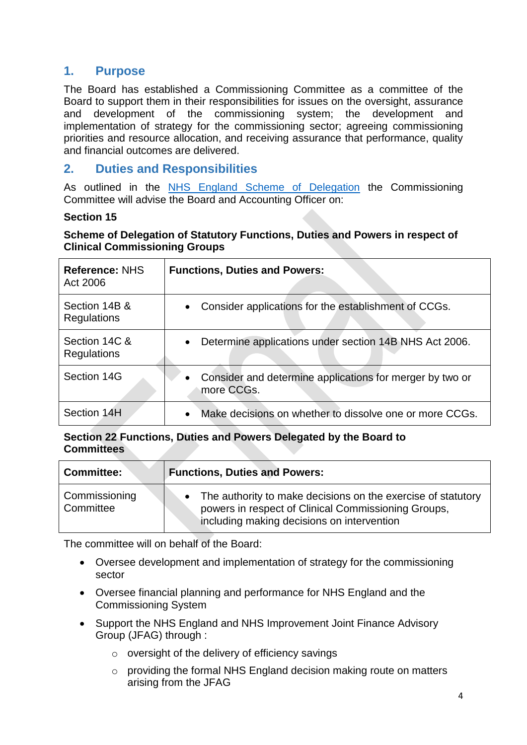## 1. Purpose

The Board has established a Commissioning Committee as a committee of the Board to support them in their responsibilities for issues on the oversight, assurance and development of the commissioning system; the development and implementation of strategy for the commissioning sector; agreeing commissioning priorities and resource allocation, and receiving assurance that performance, quality and financial outcomes are delivered.

## 2. Duties and Responsibilities

As outlined in the [NHS England Scheme of Delegation](NHS England Scheme of Delegation) the Commissioning Committee will advise the Board and Accounting Officer on:

**Section 15**

**Scheme of Delegation of Statutory Functions, Duties and Powers in respect of Clinical Commissioning Groups**

| **Reference:** NHS Act 2006 | **Functions, Duties and Powers:** |
|---|---|
| Section 14B & Regulations | • Consider applications for the establishment of CCGs. |
| Section 14C & Regulations | • Determine applications under section 14B NHS Act 2006. |
| Section 14G | • Consider and determine applications for merger by two or more CCGs. |
| Section 14H | • Make decisions on whether to dissolve one or more CCGs. |

**Section 22 Functions, Duties and Powers Delegated by the Board to Committees**

| **Committee:** | **Functions, Duties and Powers:** |
|---|---|
| Commissioning Committee | • The authority to make decisions on the exercise of statutory powers in respect of Clinical Commissioning Groups, including making decisions on intervention |

The committee will on behalf of the Board:

- Oversee development and implementation of strategy for the commissioning sector
- Oversee financial planning and performance for NHS England and the Commissioning System
- Support the NHS England and NHS Improvement Joint Finance Advisory Group (JFAG) through :
  - oversight of the delivery of efficiency savings
  - providing the formal NHS England decision making route on matters arising from the JFAG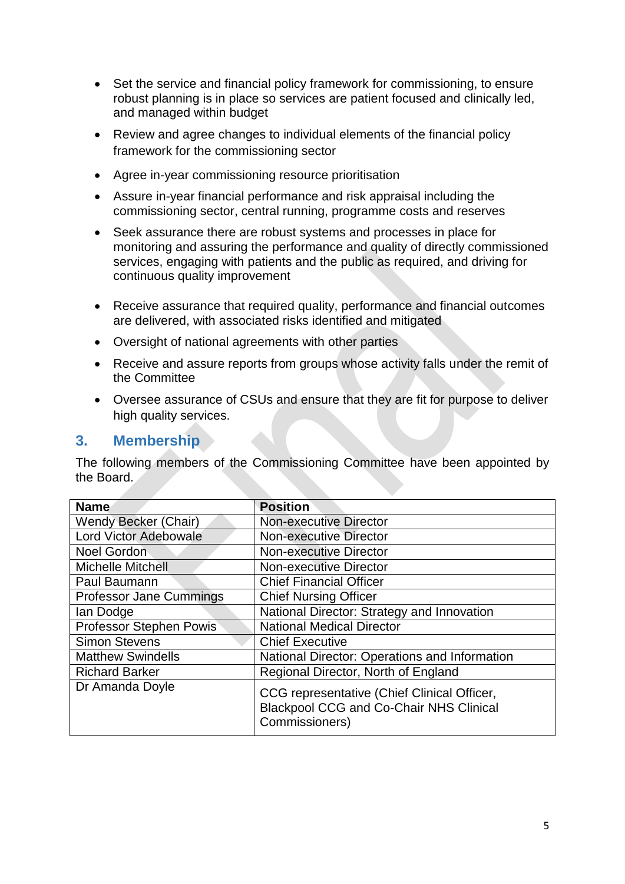- Set the service and financial policy framework for commissioning, to ensure robust planning is in place so services are patient focused and clinically led, and managed within budget
- Review and agree changes to individual elements of the financial policy framework for the commissioning sector
- Agree in-year commissioning resource prioritisation
- Assure in-year financial performance and risk appraisal including the commissioning sector, central running, programme costs and reserves
- Seek assurance there are robust systems and processes in place for monitoring and assuring the performance and quality of directly commissioned services, engaging with patients and the public as required, and driving for continuous quality improvement
- Receive assurance that required quality, performance and financial outcomes are delivered, with associated risks identified and mitigated
- Oversight of national agreements with other parties
- Receive and assure reports from groups whose activity falls under the remit of the Committee
- Oversee assurance of CSUs and ensure that they are fit for purpose to deliver high quality services.

## 3. Membership

The following members of the Commissioning Committee have been appointed by the Board.

| Name | Position |
|---|---|
| Wendy Becker (Chair) | Non-executive Director |
| Lord Victor Adebowale | Non-executive Director |
| Noel Gordon | Non-executive Director |
| Michelle Mitchell | Non-executive Director |
| Paul Baumann | Chief Financial Officer |
| Professor Jane Cummings | Chief Nursing Officer |
| Ian Dodge | National Director: Strategy and Innovation |
| Professor Stephen Powis | National Medical Director |
| Simon Stevens | Chief Executive |
| Matthew Swindells | National Director: Operations and Information |
| Richard Barker | Regional Director, North of England |
| Dr Amanda Doyle | CCG representative (Chief Clinical Officer, Blackpool CCG and Co-Chair NHS Clinical Commissioners) |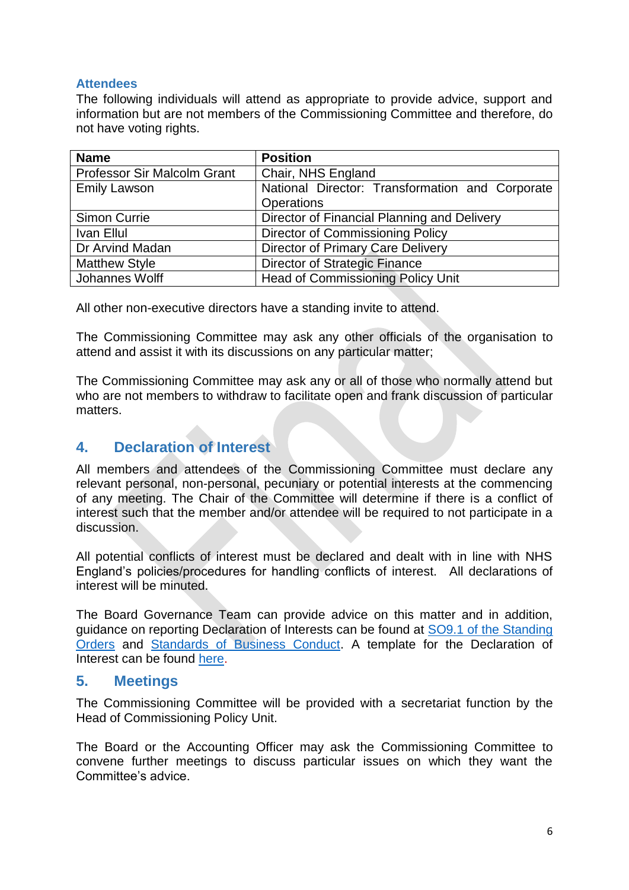### Attendees

The following individuals will attend as appropriate to provide advice, support and information but are not members of the Commissioning Committee and therefore, do not have voting rights.

| Name | Position |
|---|---|
| Professor Sir Malcolm Grant | Chair, NHS England |
| Emily Lawson | National Director: Transformation and Corporate Operations |
| Simon Currie | Director of Financial Planning and Delivery |
| Ivan Ellul | Director of Commissioning Policy |
| Dr Arvind Madan | Director of Primary Care Delivery |
| Matthew Style | Director of Strategic Finance |
| Johannes Wolff | Head of Commissioning Policy Unit |

All other non-executive directors have a standing invite to attend.

The Commissioning Committee may ask any other officials of the organisation to attend and assist it with its discussions on any particular matter;

The Commissioning Committee may ask any or all of those who normally attend but who are not members to withdraw to facilitate open and frank discussion of particular matters.

## 4. Declaration of Interest

All members and attendees of the Commissioning Committee must declare any relevant personal, non-personal, pecuniary or potential interests at the commencing of any meeting. The Chair of the Committee will determine if there is a conflict of interest such that the member and/or attendee will be required to not participate in a discussion.

All potential conflicts of interest must be declared and dealt with in line with NHS England's policies/procedures for handling conflicts of interest. All declarations of interest will be minuted.

The Board Governance Team can provide advice on this matter and in addition, guidance on reporting Declaration of Interests can be found at SO9.1 of the Standing Orders and Standards of Business Conduct. A template for the Declaration of Interest can be found here.

## 5. Meetings

The Commissioning Committee will be provided with a secretariat function by the Head of Commissioning Policy Unit.

The Board or the Accounting Officer may ask the Commissioning Committee to convene further meetings to discuss particular issues on which they want the Committee's advice.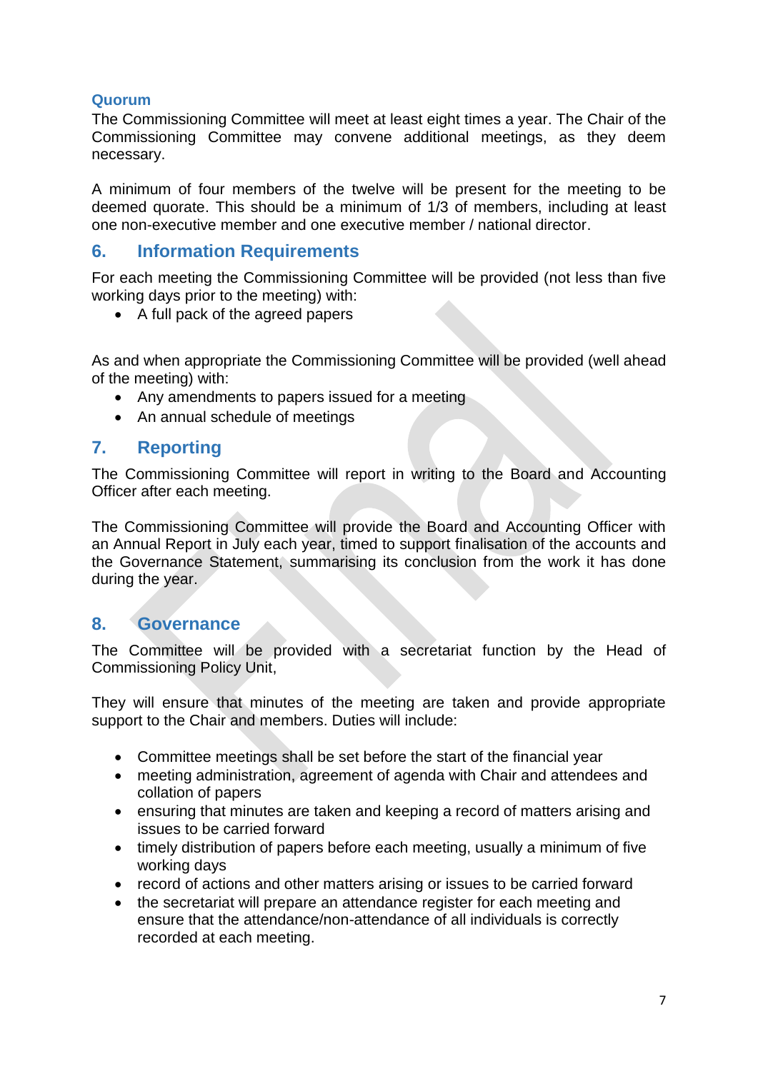### Quorum

The Commissioning Committee will meet at least eight times a year. The Chair of the Commissioning Committee may convene additional meetings, as they deem necessary.

A minimum of four members of the twelve will be present for the meeting to be deemed quorate. This should be a minimum of 1/3 of members, including at least one non-executive member and one executive member / national director.

## 6. Information Requirements

For each meeting the Commissioning Committee will be provided (not less than five working days prior to the meeting) with:

- A full pack of the agreed papers

As and when appropriate the Commissioning Committee will be provided (well ahead of the meeting) with:

- Any amendments to papers issued for a meeting
- An annual schedule of meetings

## 7. Reporting

The Commissioning Committee will report in writing to the Board and Accounting Officer after each meeting.

The Commissioning Committee will provide the Board and Accounting Officer with an Annual Report in July each year, timed to support finalisation of the accounts and the Governance Statement, summarising its conclusion from the work it has done during the year.

## 8. Governance

The Committee will be provided with a secretariat function by the Head of Commissioning Policy Unit,

They will ensure that minutes of the meeting are taken and provide appropriate support to the Chair and members. Duties will include:

- Committee meetings shall be set before the start of the financial year
- meeting administration, agreement of agenda with Chair and attendees and collation of papers
- ensuring that minutes are taken and keeping a record of matters arising and issues to be carried forward
- timely distribution of papers before each meeting, usually a minimum of five working days
- record of actions and other matters arising or issues to be carried forward
- the secretariat will prepare an attendance register for each meeting and ensure that the attendance/non-attendance of all individuals is correctly recorded at each meeting.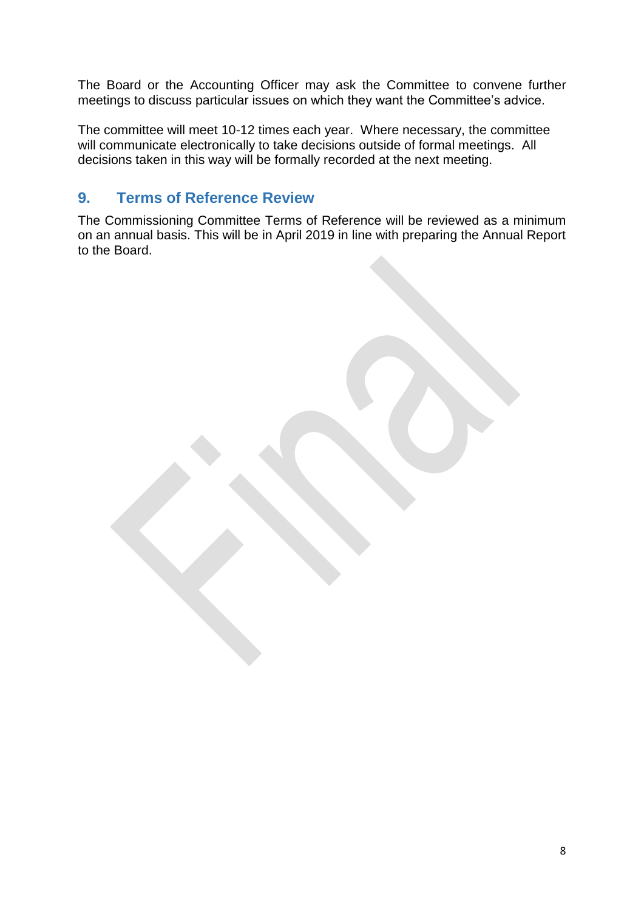The Board or the Accounting Officer may ask the Committee to convene further meetings to discuss particular issues on which they want the Committee's advice.

The committee will meet 10-12 times each year. Where necessary, the committee will communicate electronically to take decisions outside of formal meetings. All decisions taken in this way will be formally recorded at the next meeting.

## 9. Terms of Reference Review

The Commissioning Committee Terms of Reference will be reviewed as a minimum on an annual basis. This will be in April 2019 in line with preparing the Annual Report to the Board.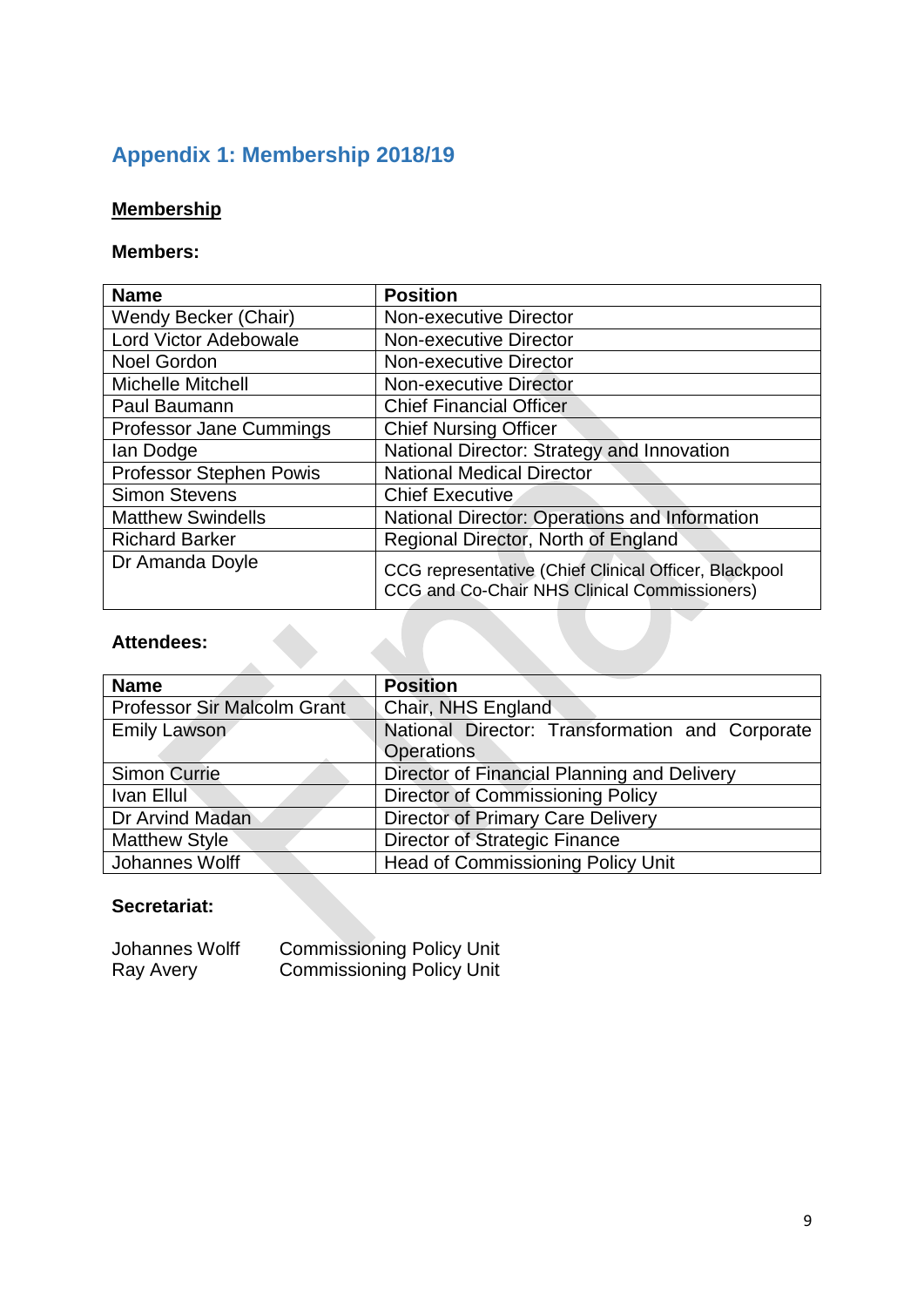## Appendix 1: Membership 2018/19

**Membership**

**Members:**

| Name | Position |
|---|---|
| Wendy Becker (Chair) | Non-executive Director |
| Lord Victor Adebowale | Non-executive Director |
| Noel Gordon | Non-executive Director |
| Michelle Mitchell | Non-executive Director |
| Paul Baumann | Chief Financial Officer |
| Professor Jane Cummings | Chief Nursing Officer |
| Ian Dodge | National Director: Strategy and Innovation |
| Professor Stephen Powis | National Medical Director |
| Simon Stevens | Chief Executive |
| Matthew Swindells | National Director: Operations and Information |
| Richard Barker | Regional Director, North of England |
| Dr Amanda Doyle | CCG representative (Chief Clinical Officer, Blackpool CCG and Co-Chair NHS Clinical Commissioners) |

**Attendees:**

| Name | Position |
|---|---|
| Professor Sir Malcolm Grant | Chair, NHS England |
| Emily Lawson | National Director: Transformation and Corporate Operations |
| Simon Currie | Director of Financial Planning and Delivery |
| Ivan Ellul | Director of Commissioning Policy |
| Dr Arvind Madan | Director of Primary Care Delivery |
| Matthew Style | Director of Strategic Finance |
| Johannes Wolff | Head of Commissioning Policy Unit |

**Secretariat:**

Johannes Wolff  Commissioning Policy Unit
Ray Avery  Commissioning Policy Unit